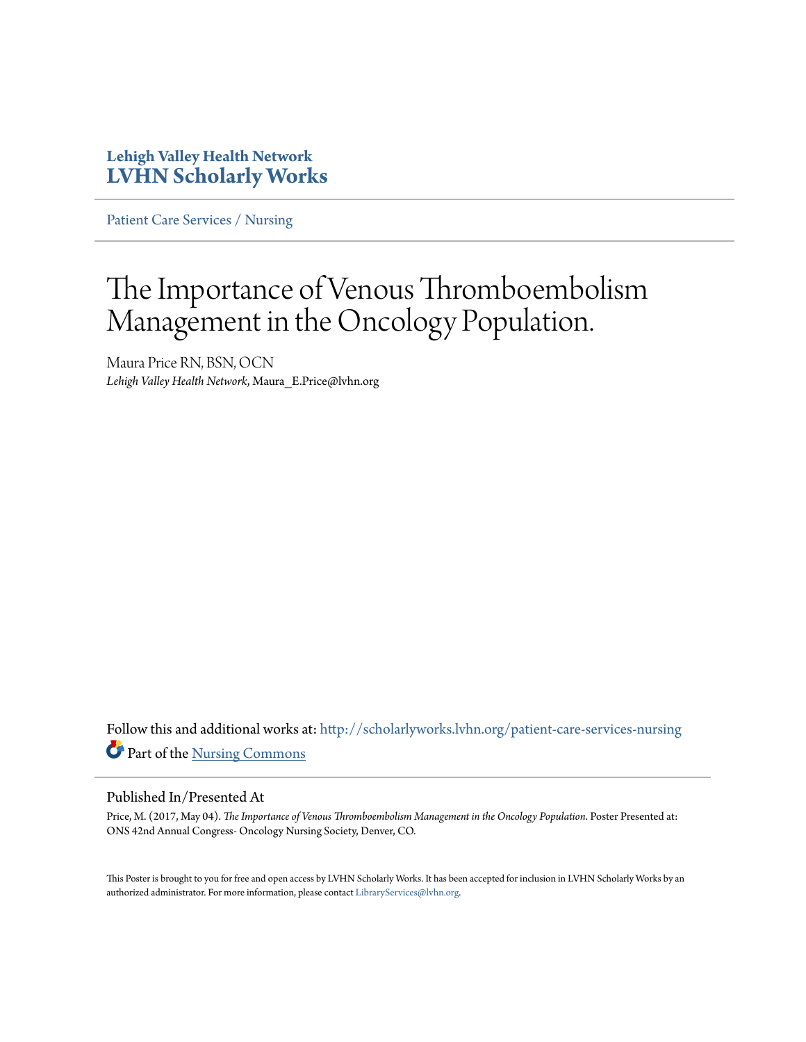**Lehigh Valley Health Network**
**LVHN Scholarly Works**

Patient Care Services / Nursing

# The Importance of Venous Thromboembolism Management in the Oncology Population.

Maura Price RN, BSN, OCN
*Lehigh Valley Health Network*, Maura_E.Price@lvhn.org

Follow this and additional works at: http://scholarlyworks.lvhn.org/patient-care-services-nursing

Part of the Nursing Commons

## Published In/Presented At

Price, M. (2017, May 04). *The Importance of Venous Thromboembolism Management in the Oncology Population*. Poster Presented at: ONS 42nd Annual Congress- Oncology Nursing Society, Denver, CO.

This Poster is brought to you for free and open access by LVHN Scholarly Works. It has been accepted for inclusion in LVHN Scholarly Works by an authorized administrator. For more information, please contact LibraryServices@lvhn.org.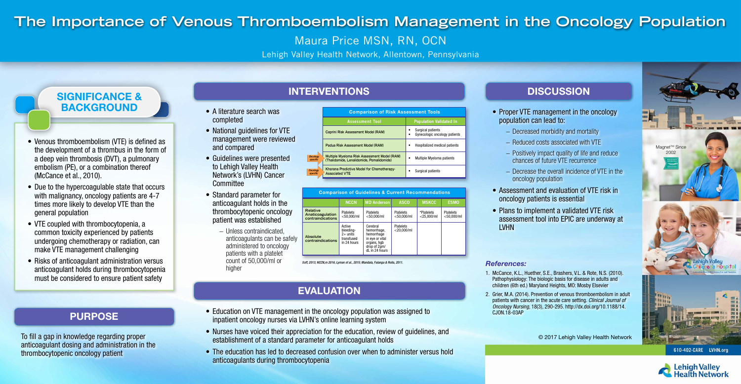# The Importance of Venous Thromboembolism Management in the Oncology Population

Maura Price MSN, RN, OCN

Lehigh Valley Health Network, Allentown, Pennsylvania

## SIGNIFICANCE & BACKGROUND

- Venous thromboembolism (VTE) is defined as the development of a thrombus in the form of a deep vein thrombosis (DVT), a pulmonary embolism (PE), or a combination thereof (McCance et al., 2010).
- Due to the hypercoagulable state that occurs with malignancy, oncology patients are 4-7 times more likely to develop VTE than the general population
- VTE coupled with thrombocytopenia, a common toxicity experienced by patients undergoing chemotherapy or radiation, can make VTE management challenging
- Risks of anticoagulant administration versus anticoagulant holds during thrombocytopenia must be considered to ensure patient safety

## PURPOSE

To fill a gap in knowledge regarding proper anticoagulant dosing and administration in the thrombocytopenic oncology patient

## INTERVENTIONS

- A literature search was completed
- National guidelines for VTE management were reviewed and compared
- Guidelines were presented to Lehigh Valley Health Network's (LVHN) Cancer Committee
- Standard parameter for anticoagulant holds in the thrombocytopenic oncology patient was established
  - Unless contraindicated, anticoagulants can be safely administered to oncology patients with a platelet count of 50,000/ml or higher

**Comparison of Risk Assessment Tools**

| | Assessment Tool | Population Validated In |
|---|---|---|
| | Caprini Risk Assessment Model (RAM) | • Surgical patients<br>• Gynecologic oncology patients |
| | Padua Risk Assessment Model (RAM) | • Hospitalized medical patients |
| Oncology specific | Multiple Myeloma Risk Assessment Model (RAM) (Thalidomide, Lenalidomide, Pomalidomide) | • Multiple Myeloma patients |
| Oncology specific | Khorana Predictive Model for Chemotherapy-Associated VTE | • Surgical patients |

**Comparison of Guidelines & Current Recommendations**

| | NCCN | MD Anderson | ASCO | MSKCC | ESMO |
|---|---|---|---|---|---|
| Relative Anticoagulation contraindications | Platelets <50,000/ml | Platelets <50,000/ml | Platelets <50,000/ml | *Platelets <25,000/ml | Platelets <50,000/ml |
| Absolute contraindications | Active bleeding- 2+ units transfused in 24 hours | Cerebral hemorrhage, hemorrhage in eye or vital organs, hgb drop of 2gm/dL in 24 hours | Platelets <20,000/ml | | |

*Soff, 2013; NCCN,m 2016, Lyman et al., 2015; Mandala, Falanga & Roila, 2011.*

## EVALUATION

- Education on VTE management in the oncology population was assigned to inpatient oncology nurses via LVHN's online learning system
- Nurses have voiced their appreciation for the education, review of guidelines, and establishment of a standard parameter for anticoagulant holds
- The education has led to decreased confusion over when to administer versus hold anticoagulants during thrombocytopenia

## DISCUSSION

- Proper VTE management in the oncology population can lead to:
  - Decreased morbidity and mortality
  - Reduced costs associated with VTE
  - Positively impact quality of life and reduce chances of future VTE recurrence
  - Decrease the overall incidence of VTE in the oncology population
- Assessment and evaluation of VTE risk in oncology patients is essential
- Plans to implement a validated VTE risk assessment tool into EPIC are underway at LVHN

### *References:*

1. McCance, K.L., Huether, S.E., Brashers, V.L. & Rote, N.S. (2010). Pathophysiology: The biologic basis for disease in adults and children (6th ed.) Maryland Heights, MO: Mosby Elsevier
2. Grier, M.A. (2014). Prevention of venous thromboembolism in adult patients with cancer in the acute care setting. *Clinical Journal of Oncology Nursing*, 18(3), 290-295. http://dx.doi.org/10.1188/14.CJON.18-03AP

© 2017 Lehigh Valley Health Network

Magnet™ Since 2002

610-402-CARE LVHN.org

Lehigh Valley Health Network